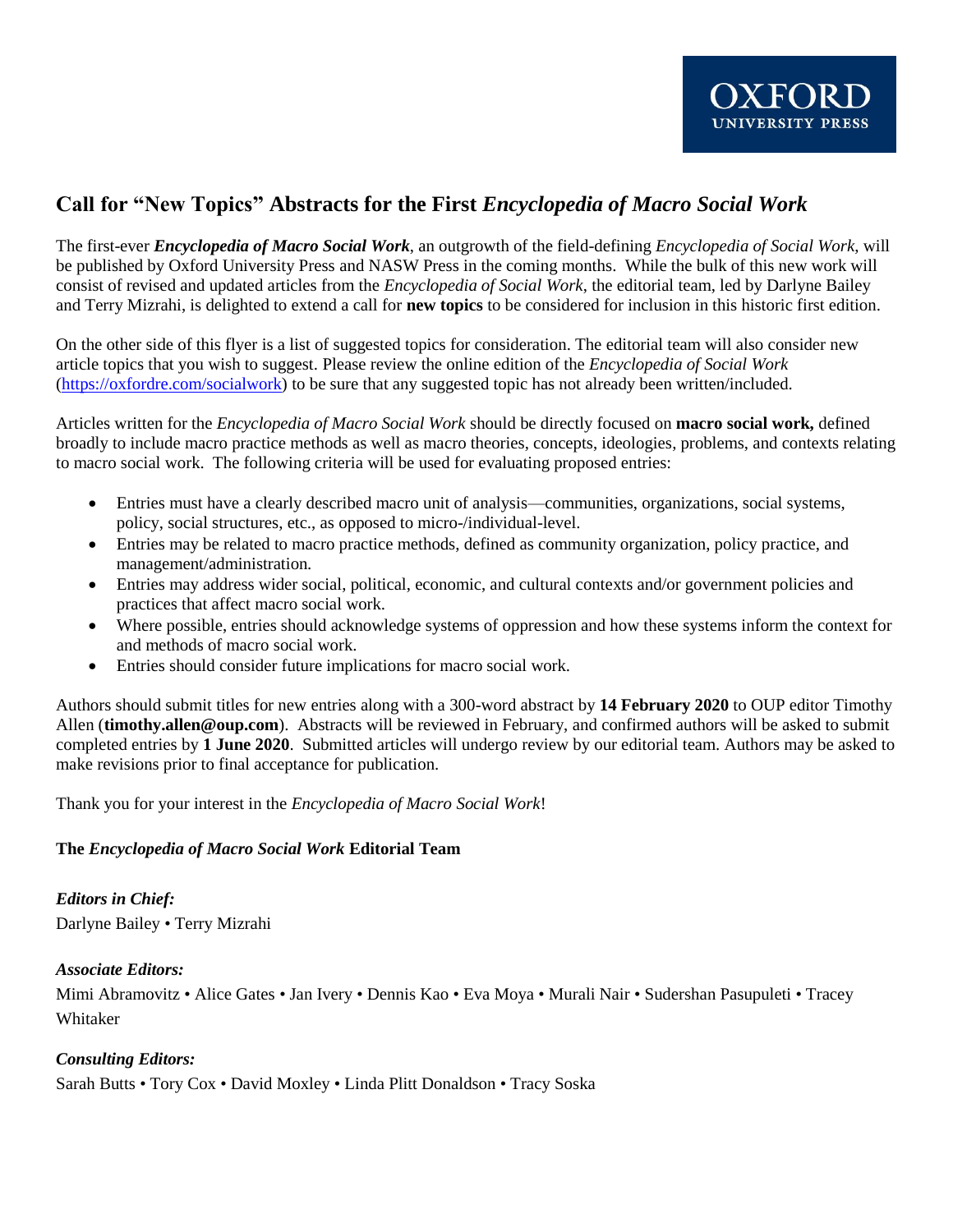OXFORD
UNIVERSITY PRESS

# Call for "New Topics" Abstracts for the First *Encyclopedia of Macro Social Work*

The first-ever ***Encyclopedia of Macro Social Work***, an outgrowth of the field-defining *Encyclopedia of Social Work*, will be published by Oxford University Press and NASW Press in the coming months. While the bulk of this new work will consist of revised and updated articles from the *Encyclopedia of Social Work*, the editorial team, led by Darlyne Bailey and Terry Mizrahi, is delighted to extend a call for **new topics** to be considered for inclusion in this historic first edition.

On the other side of this flyer is a list of suggested topics for consideration. The editorial team will also consider new article topics that you wish to suggest. Please review the online edition of the *Encyclopedia of Social Work* (https://oxfordre.com/socialwork) to be sure that any suggested topic has not already been written/included.

Articles written for the *Encyclopedia of Macro Social Work* should be directly focused on **macro social work,** defined broadly to include macro practice methods as well as macro theories, concepts, ideologies, problems, and contexts relating to macro social work. The following criteria will be used for evaluating proposed entries:

- Entries must have a clearly described macro unit of analysis—communities, organizations, social systems, policy, social structures, etc., as opposed to micro-/individual-level.
- Entries may be related to macro practice methods, defined as community organization, policy practice, and management/administration.
- Entries may address wider social, political, economic, and cultural contexts and/or government policies and practices that affect macro social work.
- Where possible, entries should acknowledge systems of oppression and how these systems inform the context for and methods of macro social work.
- Entries should consider future implications for macro social work.

Authors should submit titles for new entries along with a 300-word abstract by **14 February 2020** to OUP editor Timothy Allen (**timothy.allen@oup.com**). Abstracts will be reviewed in February, and confirmed authors will be asked to submit completed entries by **1 June 2020**. Submitted articles will undergo review by our editorial team. Authors may be asked to make revisions prior to final acceptance for publication.

Thank you for your interest in the *Encyclopedia of Macro Social Work*!

**The *Encyclopedia of Macro Social Work* Editorial Team**

***Editors in Chief:***
Darlyne Bailey • Terry Mizrahi

***Associate Editors:***
Mimi Abramovitz • Alice Gates • Jan Ivery • Dennis Kao • Eva Moya • Murali Nair • Sudershan Pasupuleti • Tracey Whitaker

***Consulting Editors:***
Sarah Butts • Tory Cox • David Moxley • Linda Plitt Donaldson • Tracy Soska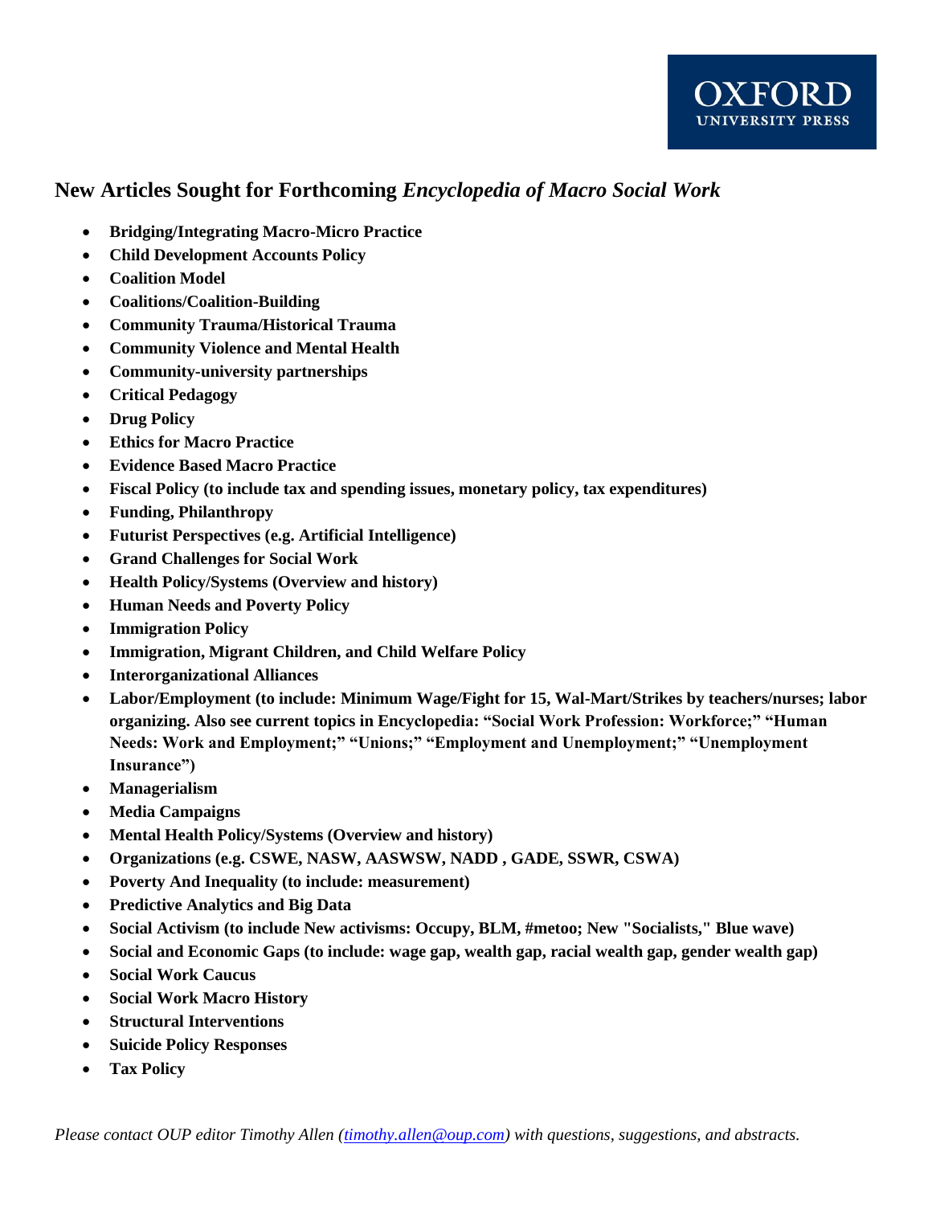OXFORD
UNIVERSITY PRESS

## New Articles Sought for Forthcoming *Encyclopedia of Macro Social Work*

- **Bridging/Integrating Macro-Micro Practice**
- **Child Development Accounts Policy**
- **Coalition Model**
- **Coalitions/Coalition-Building**
- **Community Trauma/Historical Trauma**
- **Community Violence and Mental Health**
- **Community-university partnerships**
- **Critical Pedagogy**
- **Drug Policy**
- **Ethics for Macro Practice**
- **Evidence Based Macro Practice**
- **Fiscal Policy (to include tax and spending issues, monetary policy, tax expenditures)**
- **Funding, Philanthropy**
- **Futurist Perspectives (e.g. Artificial Intelligence)**
- **Grand Challenges for Social Work**
- **Health Policy/Systems (Overview and history)**
- **Human Needs and Poverty Policy**
- **Immigration Policy**
- **Immigration, Migrant Children, and Child Welfare Policy**
- **Interorganizational Alliances**
- **Labor/Employment (to include: Minimum Wage/Fight for 15, Wal-Mart/Strikes by teachers/nurses; labor organizing. Also see current topics in Encyclopedia: "Social Work Profession: Workforce;" "Human Needs: Work and Employment;" "Unions;" "Employment and Unemployment;" "Unemployment Insurance")**
- **Managerialism**
- **Media Campaigns**
- **Mental Health Policy/Systems (Overview and history)**
- **Organizations (e.g. CSWE, NASW, AASWSW, NADD , GADE, SSWR, CSWA)**
- **Poverty And Inequality (to include: measurement)**
- **Predictive Analytics and Big Data**
- **Social Activism (to include New activisms: Occupy, BLM, #metoo; New "Socialists," Blue wave)**
- **Social and Economic Gaps (to include: wage gap, wealth gap, racial wealth gap, gender wealth gap)**
- **Social Work Caucus**
- **Social Work Macro History**
- **Structural Interventions**
- **Suicide Policy Responses**
- **Tax Policy**

*Please contact OUP editor Timothy Allen (timothy.allen@oup.com) with questions, suggestions, and abstracts.*